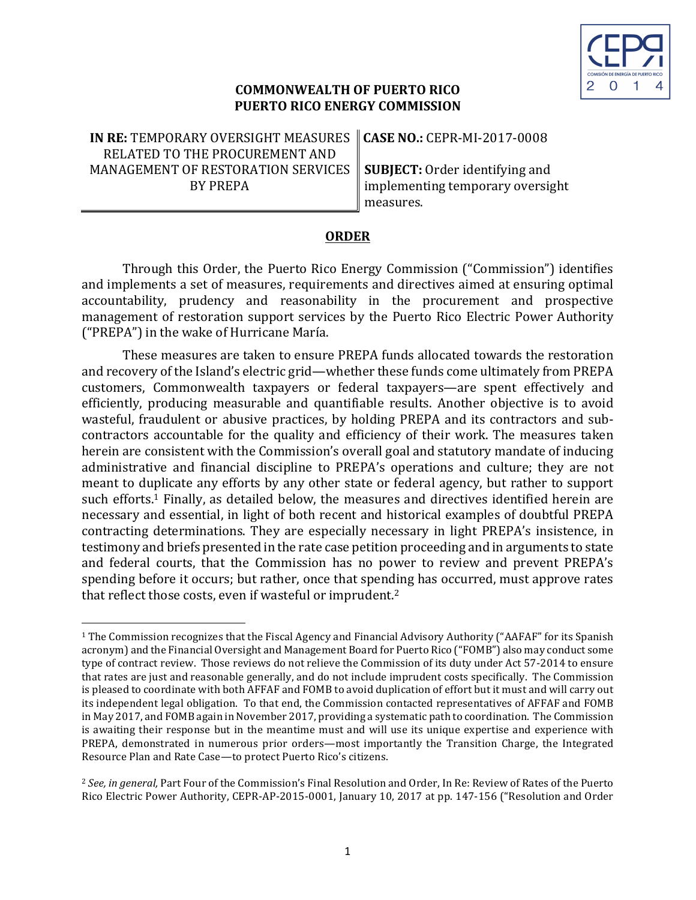**COMMONWEALTH OF PUERTO RICO**
**PUERTO RICO ENERGY COMMISSION**

| **IN RE:** TEMPORARY OVERSIGHT MEASURES RELATED TO THE PROCUREMENT AND MANAGEMENT OF RESTORATION SERVICES BY PREPA | **CASE NO.:** CEPR-MI-2017-0008 <br><br> **SUBJECT:** Order identifying and implementing temporary oversight measures. |
|---|---|

## ORDER

Through this Order, the Puerto Rico Energy Commission ("Commission") identifies and implements a set of measures, requirements and directives aimed at ensuring optimal accountability, prudency and reasonability in the procurement and prospective management of restoration support services by the Puerto Rico Electric Power Authority ("PREPA") in the wake of Hurricane María.

These measures are taken to ensure PREPA funds allocated towards the restoration and recovery of the Island's electric grid—whether these funds come ultimately from PREPA customers, Commonwealth taxpayers or federal taxpayers—are spent effectively and efficiently, producing measurable and quantifiable results. Another objective is to avoid wasteful, fraudulent or abusive practices, by holding PREPA and its contractors and sub-contractors accountable for the quality and efficiency of their work. The measures taken herein are consistent with the Commission's overall goal and statutory mandate of inducing administrative and financial discipline to PREPA's operations and culture; they are not meant to duplicate any efforts by any other state or federal agency, but rather to support such efforts.[1] Finally, as detailed below, the measures and directives identified herein are necessary and essential, in light of both recent and historical examples of doubtful PREPA contracting determinations. They are especially necessary in light PREPA's insistence, in testimony and briefs presented in the rate case petition proceeding and in arguments to state and federal courts, that the Commission has no power to review and prevent PREPA's spending before it occurs; but rather, once that spending has occurred, must approve rates that reflect those costs, even if wasteful or imprudent.[2]

---

[1] The Commission recognizes that the Fiscal Agency and Financial Advisory Authority ("AAFAF" for its Spanish acronym) and the Financial Oversight and Management Board for Puerto Rico ("FOMB") also may conduct some type of contract review. Those reviews do not relieve the Commission of its duty under Act 57-2014 to ensure that rates are just and reasonable generally, and do not include imprudent costs specifically. The Commission is pleased to coordinate with both AFFAF and FOMB to avoid duplication of effort but it must and will carry out its independent legal obligation. To that end, the Commission contacted representatives of AFFAF and FOMB in May 2017, and FOMB again in November 2017, providing a systematic path to coordination. The Commission is awaiting their response but in the meantime must and will use its unique expertise and experience with PREPA, demonstrated in numerous prior orders—most importantly the Transition Charge, the Integrated Resource Plan and Rate Case—to protect Puerto Rico's citizens.

[2] *See, in general,* Part Four of the Commission's Final Resolution and Order, In Re: Review of Rates of the Puerto Rico Electric Power Authority, CEPR-AP-2015-0001, January 10, 2017 at pp. 147-156 ("Resolution and Order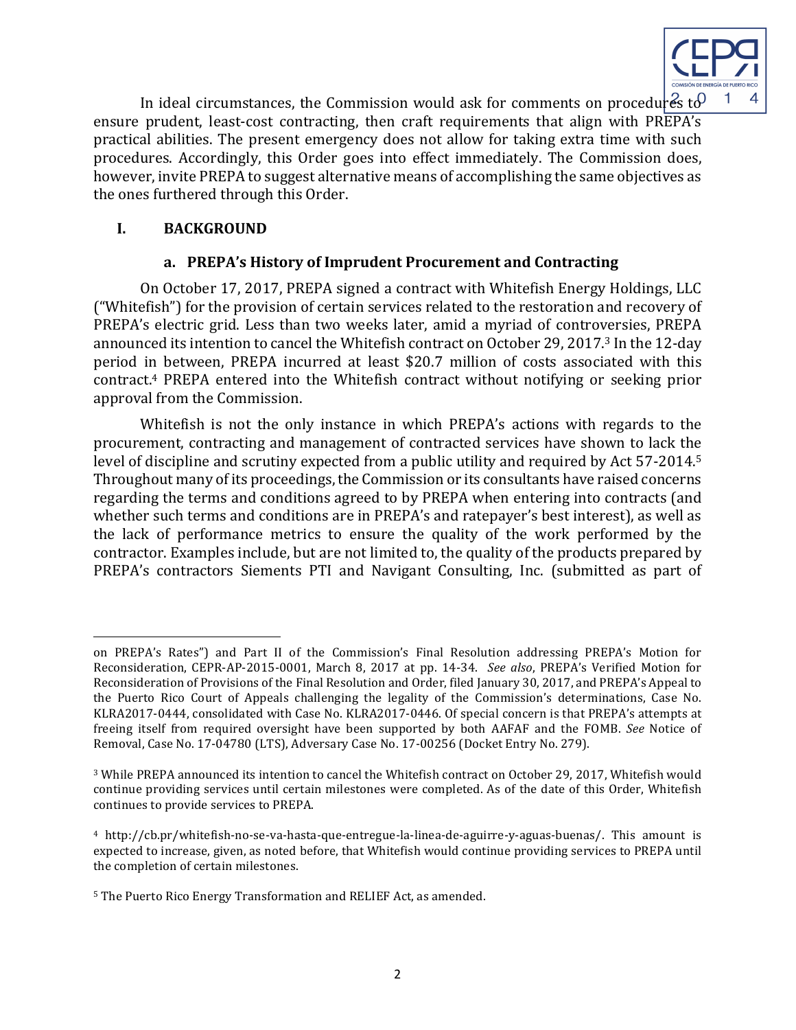In ideal circumstances, the Commission would ask for comments on procedures to ensure prudent, least-cost contracting, then craft requirements that align with PREPA's practical abilities. The present emergency does not allow for taking extra time with such procedures. Accordingly, this Order goes into effect immediately. The Commission does, however, invite PREPA to suggest alternative means of accomplishing the same objectives as the ones furthered through this Order.

## I. BACKGROUND

### a. PREPA's History of Imprudent Procurement and Contracting

On October 17, 2017, PREPA signed a contract with Whitefish Energy Holdings, LLC ("Whitefish") for the provision of certain services related to the restoration and recovery of PREPA's electric grid. Less than two weeks later, amid a myriad of controversies, PREPA announced its intention to cancel the Whitefish contract on October 29, 2017.[3] In the 12-day period in between, PREPA incurred at least $20.7 million of costs associated with this contract.[4] PREPA entered into the Whitefish contract without notifying or seeking prior approval from the Commission.

Whitefish is not the only instance in which PREPA's actions with regards to the procurement, contracting and management of contracted services have shown to lack the level of discipline and scrutiny expected from a public utility and required by Act 57-2014.[5] Throughout many of its proceedings, the Commission or its consultants have raised concerns regarding the terms and conditions agreed to by PREPA when entering into contracts (and whether such terms and conditions are in PREPA's and ratepayer's best interest), as well as the lack of performance metrics to ensure the quality of the work performed by the contractor. Examples include, but are not limited to, the quality of the products prepared by PREPA's contractors Siements PTI and Navigant Consulting, Inc. (submitted as part of

---

on PREPA's Rates") and Part II of the Commission's Final Resolution addressing PREPA's Motion for Reconsideration, CEPR-AP-2015-0001, March 8, 2017 at pp. 14-34. *See also*, PREPA's Verified Motion for Reconsideration of Provisions of the Final Resolution and Order, filed January 30, 2017, and PREPA's Appeal to the Puerto Rico Court of Appeals challenging the legality of the Commission's determinations, Case No. KLRA2017-0444, consolidated with Case No. KLRA2017-0446. Of special concern is that PREPA's attempts at freeing itself from required oversight have been supported by both AAFAF and the FOMB. *See* Notice of Removal, Case No. 17-04780 (LTS), Adversary Case No. 17-00256 (Docket Entry No. 279).

[3] While PREPA announced its intention to cancel the Whitefish contract on October 29, 2017, Whitefish would continue providing services until certain milestones were completed. As of the date of this Order, Whitefish continues to provide services to PREPA.

[4] http://cb.pr/whitefish-no-se-va-hasta-que-entregue-la-linea-de-aguirre-y-aguas-buenas/. This amount is expected to increase, given, as noted before, that Whitefish would continue providing services to PREPA until the completion of certain milestones.

[5] The Puerto Rico Energy Transformation and RELIEF Act, as amended.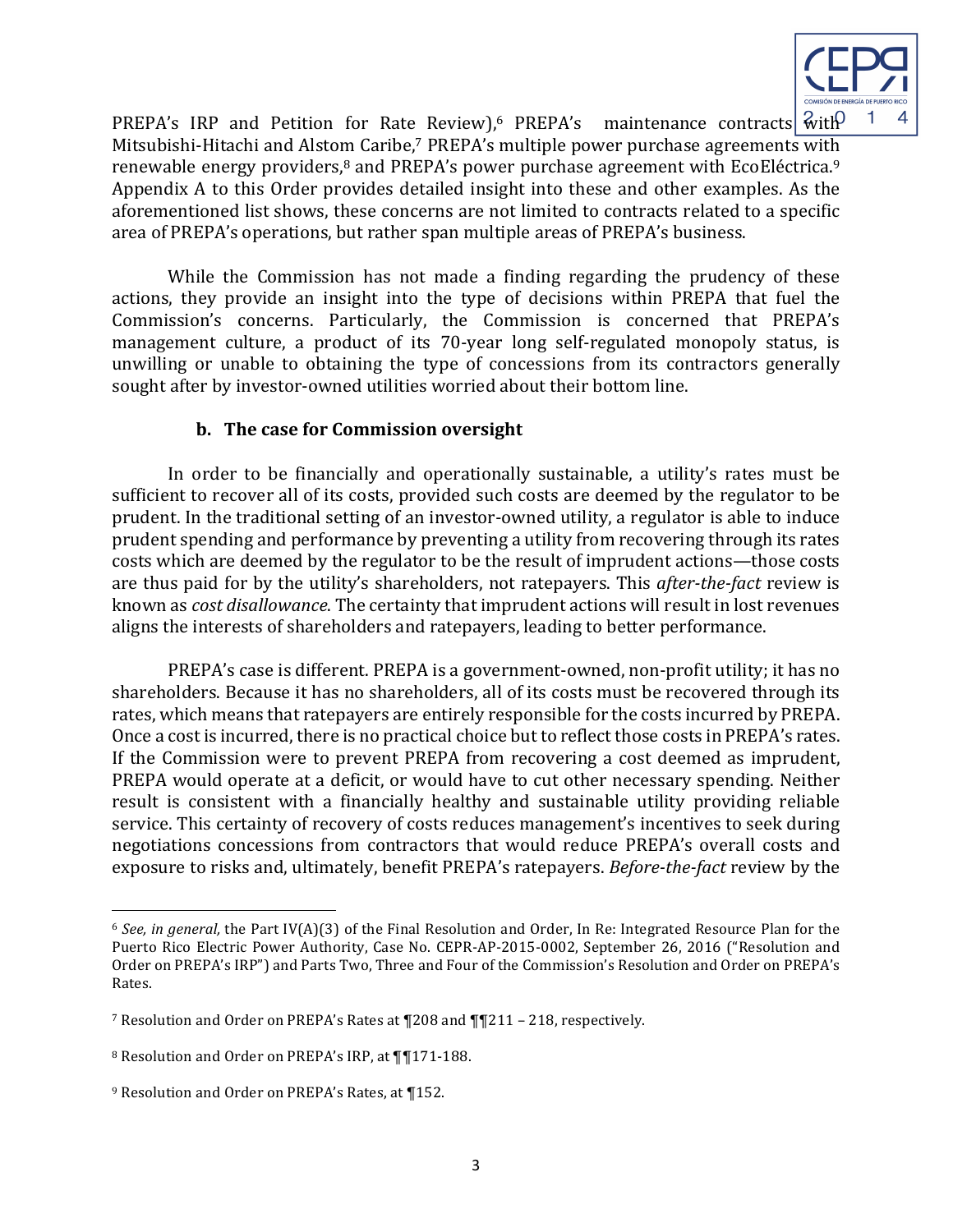PREPA's IRP and Petition for Rate Review),[6] PREPA's maintenance contracts with Mitsubishi-Hitachi and Alstom Caribe,[7] PREPA's multiple power purchase agreements with renewable energy providers,[8] and PREPA's power purchase agreement with EcoEléctrica.[9] Appendix A to this Order provides detailed insight into these and other examples. As the aforementioned list shows, these concerns are not limited to contracts related to a specific area of PREPA's operations, but rather span multiple areas of PREPA's business.

While the Commission has not made a finding regarding the prudency of these actions, they provide an insight into the type of decisions within PREPA that fuel the Commission's concerns. Particularly, the Commission is concerned that PREPA's management culture, a product of its 70-year long self-regulated monopoly status, is unwilling or unable to obtaining the type of concessions from its contractors generally sought after by investor-owned utilities worried about their bottom line.

### b. The case for Commission oversight

In order to be financially and operationally sustainable, a utility's rates must be sufficient to recover all of its costs, provided such costs are deemed by the regulator to be prudent. In the traditional setting of an investor-owned utility, a regulator is able to induce prudent spending and performance by preventing a utility from recovering through its rates costs which are deemed by the regulator to be the result of imprudent actions—those costs are thus paid for by the utility's shareholders, not ratepayers. This *after-the-fact* review is known as *cost disallowance*. The certainty that imprudent actions will result in lost revenues aligns the interests of shareholders and ratepayers, leading to better performance.

PREPA's case is different. PREPA is a government-owned, non-profit utility; it has no shareholders. Because it has no shareholders, all of its costs must be recovered through its rates, which means that ratepayers are entirely responsible for the costs incurred by PREPA. Once a cost is incurred, there is no practical choice but to reflect those costs in PREPA's rates. If the Commission were to prevent PREPA from recovering a cost deemed as imprudent, PREPA would operate at a deficit, or would have to cut other necessary spending. Neither result is consistent with a financially healthy and sustainable utility providing reliable service. This certainty of recovery of costs reduces management's incentives to seek during negotiations concessions from contractors that would reduce PREPA's overall costs and exposure to risks and, ultimately, benefit PREPA's ratepayers. *Before-the-fact* review by the

---

[6] *See, in general,* the Part IV(A)(3) of the Final Resolution and Order, In Re: Integrated Resource Plan for the Puerto Rico Electric Power Authority, Case No. CEPR-AP-2015-0002, September 26, 2016 ("Resolution and Order on PREPA's IRP") and Parts Two, Three and Four of the Commission's Resolution and Order on PREPA's Rates.

[7] Resolution and Order on PREPA's Rates at ¶208 and ¶¶211 – 218, respectively.

[8] Resolution and Order on PREPA's IRP, at ¶¶171-188.

[9] Resolution and Order on PREPA's Rates, at ¶152.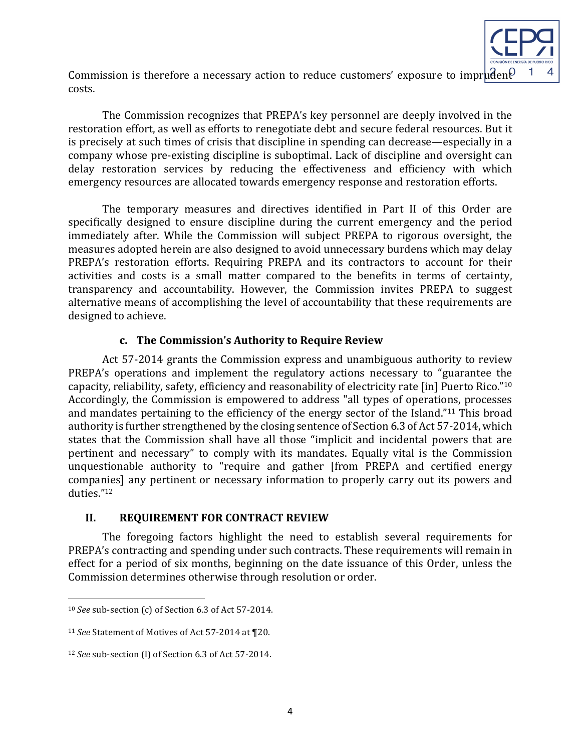Commission is therefore a necessary action to reduce customers' exposure to imprudent costs.

The Commission recognizes that PREPA's key personnel are deeply involved in the restoration effort, as well as efforts to renegotiate debt and secure federal resources. But it is precisely at such times of crisis that discipline in spending can decrease—especially in a company whose pre-existing discipline is suboptimal. Lack of discipline and oversight can delay restoration services by reducing the effectiveness and efficiency with which emergency resources are allocated towards emergency response and restoration efforts.

The temporary measures and directives identified in Part II of this Order are specifically designed to ensure discipline during the current emergency and the period immediately after. While the Commission will subject PREPA to rigorous oversight, the measures adopted herein are also designed to avoid unnecessary burdens which may delay PREPA's restoration efforts. Requiring PREPA and its contractors to account for their activities and costs is a small matter compared to the benefits in terms of certainty, transparency and accountability. However, the Commission invites PREPA to suggest alternative means of accomplishing the level of accountability that these requirements are designed to achieve.

### c. The Commission's Authority to Require Review

Act 57-2014 grants the Commission express and unambiguous authority to review PREPA's operations and implement the regulatory actions necessary to "guarantee the capacity, reliability, safety, efficiency and reasonability of electricity rate [in] Puerto Rico."[10] Accordingly, the Commission is empowered to address "all types of operations, processes and mandates pertaining to the efficiency of the energy sector of the Island."[11] This broad authority is further strengthened by the closing sentence of Section 6.3 of Act 57-2014, which states that the Commission shall have all those "implicit and incidental powers that are pertinent and necessary" to comply with its mandates. Equally vital is the Commission unquestionable authority to "require and gather [from PREPA and certified energy companies] any pertinent or necessary information to properly carry out its powers and duties."[12]

## II. REQUIREMENT FOR CONTRACT REVIEW

The foregoing factors highlight the need to establish several requirements for PREPA's contracting and spending under such contracts. These requirements will remain in effect for a period of six months, beginning on the date issuance of this Order, unless the Commission determines otherwise through resolution or order.

---

[10] *See* sub-section (c) of Section 6.3 of Act 57-2014.

[11] *See* Statement of Motives of Act 57-2014 at ¶20.

[12] *See* sub-section (l) of Section 6.3 of Act 57-2014.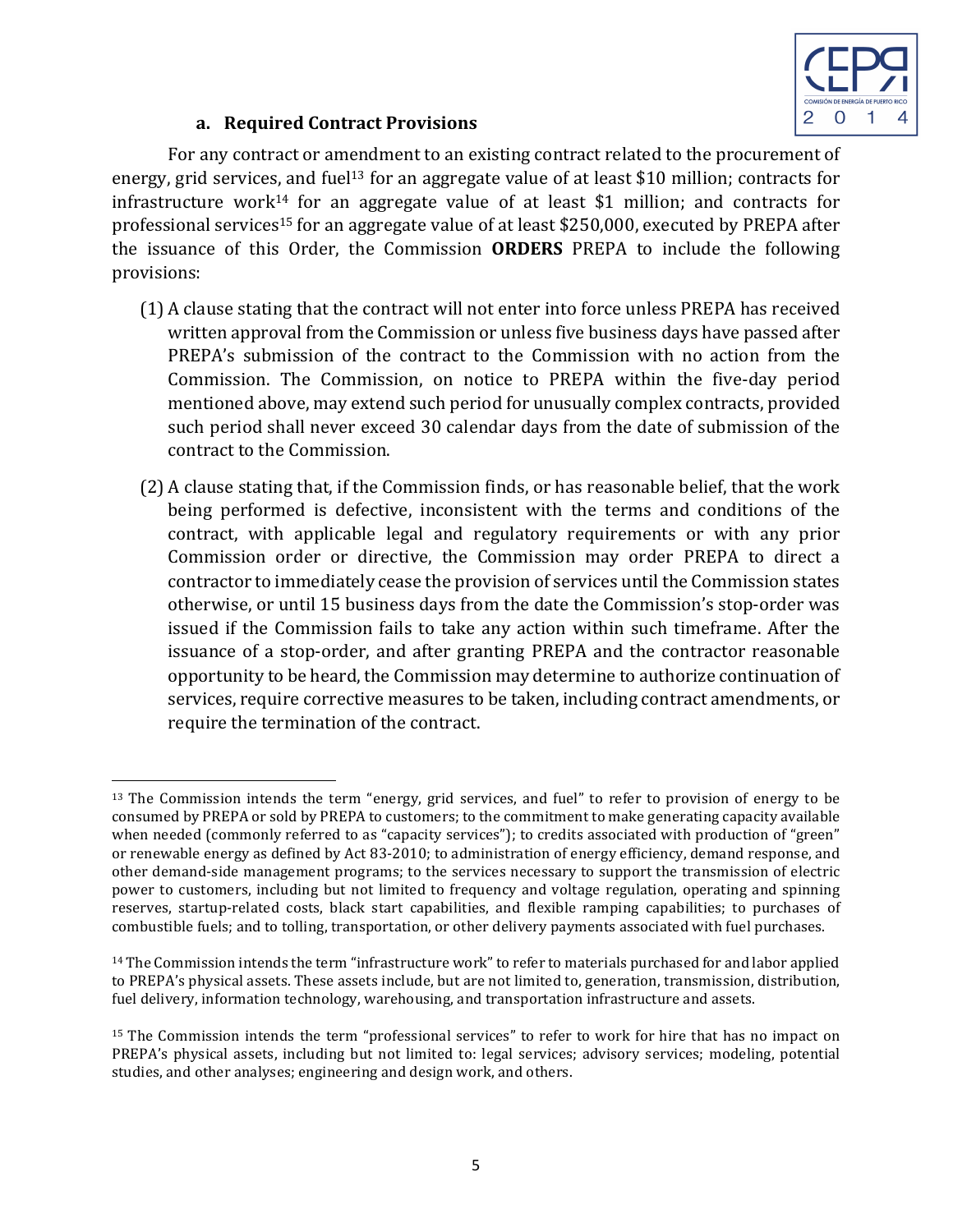### a. Required Contract Provisions

For any contract or amendment to an existing contract related to the procurement of energy, grid services, and fuel[13] for an aggregate value of at least $10 million; contracts for infrastructure work[14] for an aggregate value of at least $1 million; and contracts for professional services[15] for an aggregate value of at least $250,000, executed by PREPA after the issuance of this Order, the Commission **ORDERS** PREPA to include the following provisions:

(1) A clause stating that the contract will not enter into force unless PREPA has received written approval from the Commission or unless five business days have passed after PREPA's submission of the contract to the Commission with no action from the Commission. The Commission, on notice to PREPA within the five-day period mentioned above, may extend such period for unusually complex contracts, provided such period shall never exceed 30 calendar days from the date of submission of the contract to the Commission.

(2) A clause stating that, if the Commission finds, or has reasonable belief, that the work being performed is defective, inconsistent with the terms and conditions of the contract, with applicable legal and regulatory requirements or with any prior Commission order or directive, the Commission may order PREPA to direct a contractor to immediately cease the provision of services until the Commission states otherwise, or until 15 business days from the date the Commission's stop-order was issued if the Commission fails to take any action within such timeframe. After the issuance of a stop-order, and after granting PREPA and the contractor reasonable opportunity to be heard, the Commission may determine to authorize continuation of services, require corrective measures to be taken, including contract amendments, or require the termination of the contract.

---

[13] The Commission intends the term "energy, grid services, and fuel" to refer to provision of energy to be consumed by PREPA or sold by PREPA to customers; to the commitment to make generating capacity available when needed (commonly referred to as "capacity services"); to credits associated with production of "green" or renewable energy as defined by Act 83-2010; to administration of energy efficiency, demand response, and other demand-side management programs; to the services necessary to support the transmission of electric power to customers, including but not limited to frequency and voltage regulation, operating and spinning reserves, startup-related costs, black start capabilities, and flexible ramping capabilities; to purchases of combustible fuels; and to tolling, transportation, or other delivery payments associated with fuel purchases.

[14] The Commission intends the term "infrastructure work" to refer to materials purchased for and labor applied to PREPA's physical assets. These assets include, but are not limited to, generation, transmission, distribution, fuel delivery, information technology, warehousing, and transportation infrastructure and assets.

[15] The Commission intends the term "professional services" to refer to work for hire that has no impact on PREPA's physical assets, including but not limited to: legal services; advisory services; modeling, potential studies, and other analyses; engineering and design work, and others.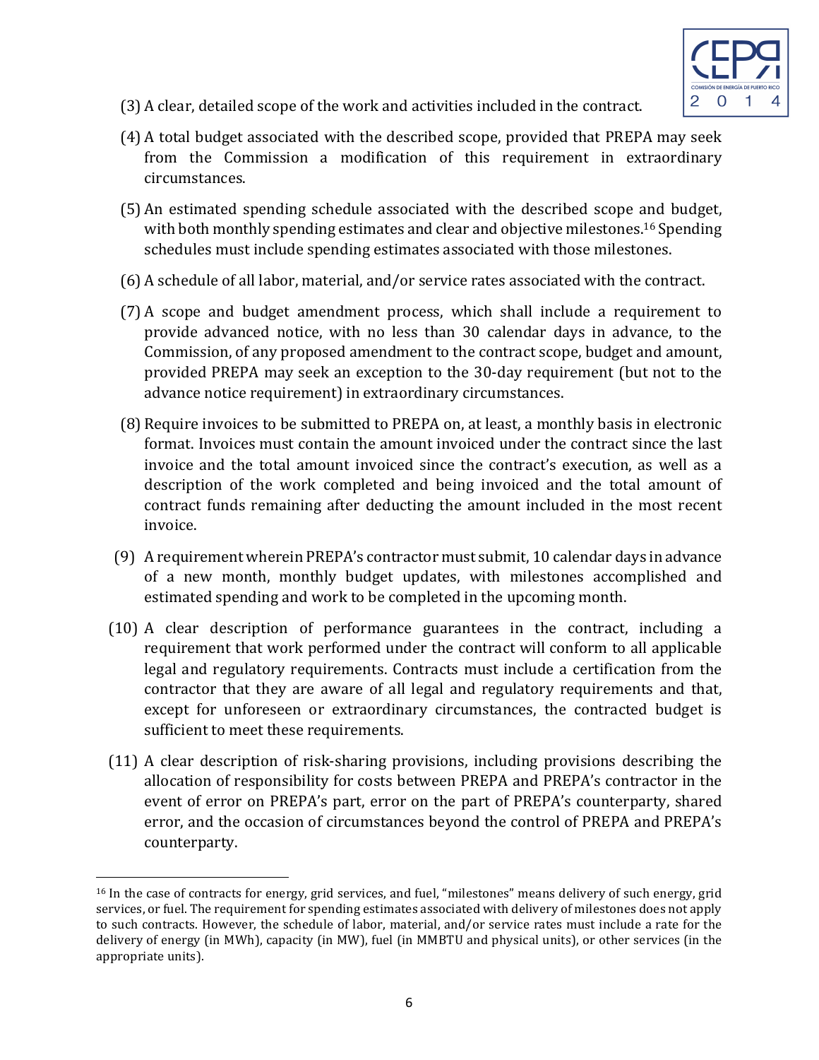(3) A clear, detailed scope of the work and activities included in the contract.

(4) A total budget associated with the described scope, provided that PREPA may seek from the Commission a modification of this requirement in extraordinary circumstances.

(5) An estimated spending schedule associated with the described scope and budget, with both monthly spending estimates and clear and objective milestones.[16] Spending schedules must include spending estimates associated with those milestones.

(6) A schedule of all labor, material, and/or service rates associated with the contract.

(7) A scope and budget amendment process, which shall include a requirement to provide advanced notice, with no less than 30 calendar days in advance, to the Commission, of any proposed amendment to the contract scope, budget and amount, provided PREPA may seek an exception to the 30-day requirement (but not to the advance notice requirement) in extraordinary circumstances.

(8) Require invoices to be submitted to PREPA on, at least, a monthly basis in electronic format. Invoices must contain the amount invoiced under the contract since the last invoice and the total amount invoiced since the contract's execution, as well as a description of the work completed and being invoiced and the total amount of contract funds remaining after deducting the amount included in the most recent invoice.

(9) A requirement wherein PREPA's contractor must submit, 10 calendar days in advance of a new month, monthly budget updates, with milestones accomplished and estimated spending and work to be completed in the upcoming month.

(10) A clear description of performance guarantees in the contract, including a requirement that work performed under the contract will conform to all applicable legal and regulatory requirements. Contracts must include a certification from the contractor that they are aware of all legal and regulatory requirements and that, except for unforeseen or extraordinary circumstances, the contracted budget is sufficient to meet these requirements.

(11) A clear description of risk-sharing provisions, including provisions describing the allocation of responsibility for costs between PREPA and PREPA's contractor in the event of error on PREPA's part, error on the part of PREPA's counterparty, shared error, and the occasion of circumstances beyond the control of PREPA and PREPA's counterparty.

---

[16] In the case of contracts for energy, grid services, and fuel, "milestones" means delivery of such energy, grid services, or fuel. The requirement for spending estimates associated with delivery of milestones does not apply to such contracts. However, the schedule of labor, material, and/or service rates must include a rate for the delivery of energy (in MWh), capacity (in MW), fuel (in MMBTU and physical units), or other services (in the appropriate units).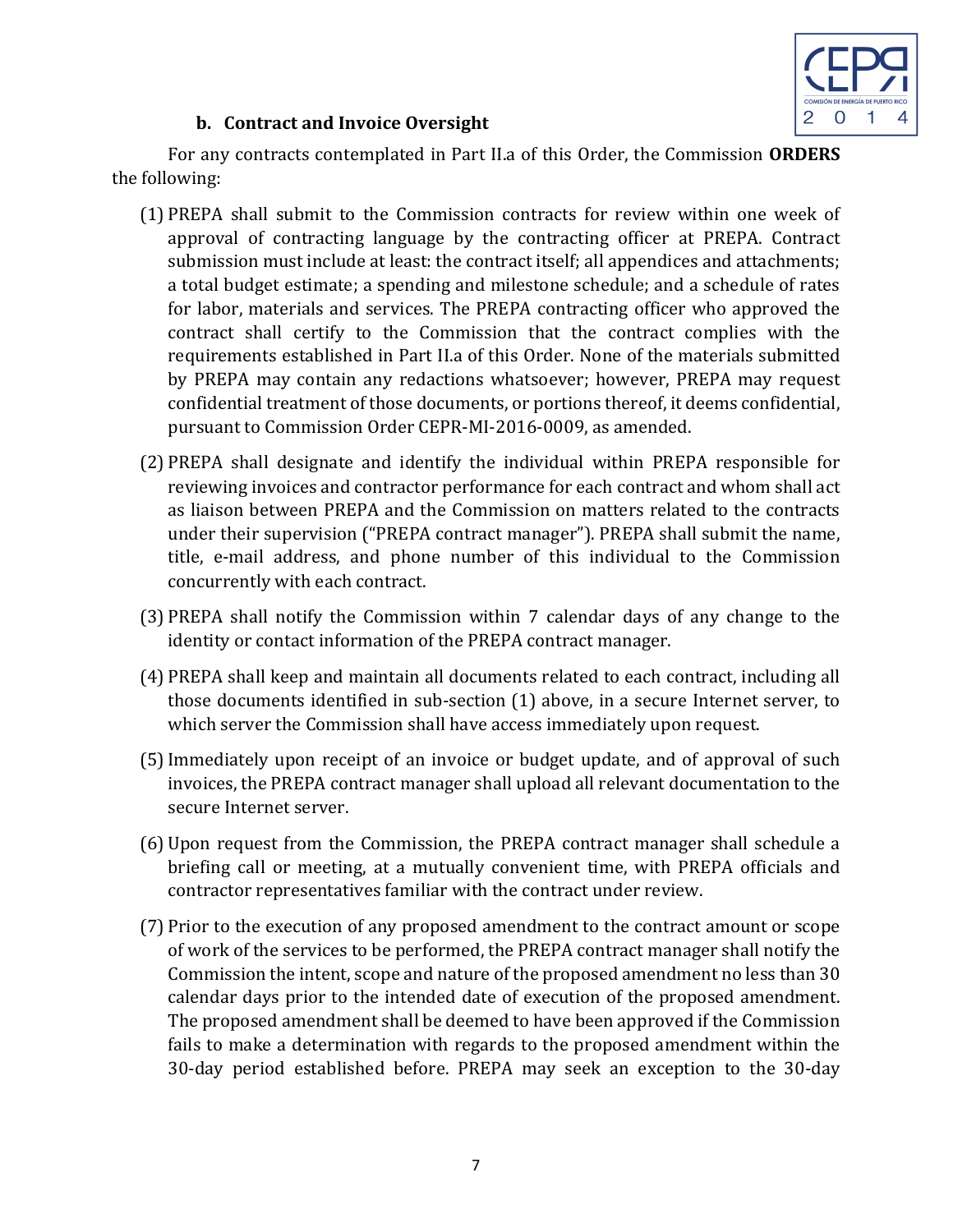#### b. Contract and Invoice Oversight

For any contracts contemplated in Part II.a of this Order, the Commission **ORDERS** the following:

(1) PREPA shall submit to the Commission contracts for review within one week of approval of contracting language by the contracting officer at PREPA. Contract submission must include at least: the contract itself; all appendices and attachments; a total budget estimate; a spending and milestone schedule; and a schedule of rates for labor, materials and services. The PREPA contracting officer who approved the contract shall certify to the Commission that the contract complies with the requirements established in Part II.a of this Order. None of the materials submitted by PREPA may contain any redactions whatsoever; however, PREPA may request confidential treatment of those documents, or portions thereof, it deems confidential, pursuant to Commission Order CEPR-MI-2016-0009, as amended.

(2) PREPA shall designate and identify the individual within PREPA responsible for reviewing invoices and contractor performance for each contract and whom shall act as liaison between PREPA and the Commission on matters related to the contracts under their supervision ("PREPA contract manager"). PREPA shall submit the name, title, e-mail address, and phone number of this individual to the Commission concurrently with each contract.

(3) PREPA shall notify the Commission within 7 calendar days of any change to the identity or contact information of the PREPA contract manager.

(4) PREPA shall keep and maintain all documents related to each contract, including all those documents identified in sub-section (1) above, in a secure Internet server, to which server the Commission shall have access immediately upon request.

(5) Immediately upon receipt of an invoice or budget update, and of approval of such invoices, the PREPA contract manager shall upload all relevant documentation to the secure Internet server.

(6) Upon request from the Commission, the PREPA contract manager shall schedule a briefing call or meeting, at a mutually convenient time, with PREPA officials and contractor representatives familiar with the contract under review.

(7) Prior to the execution of any proposed amendment to the contract amount or scope of work of the services to be performed, the PREPA contract manager shall notify the Commission the intent, scope and nature of the proposed amendment no less than 30 calendar days prior to the intended date of execution of the proposed amendment. The proposed amendment shall be deemed to have been approved if the Commission fails to make a determination with regards to the proposed amendment within the 30-day period established before. PREPA may seek an exception to the 30-day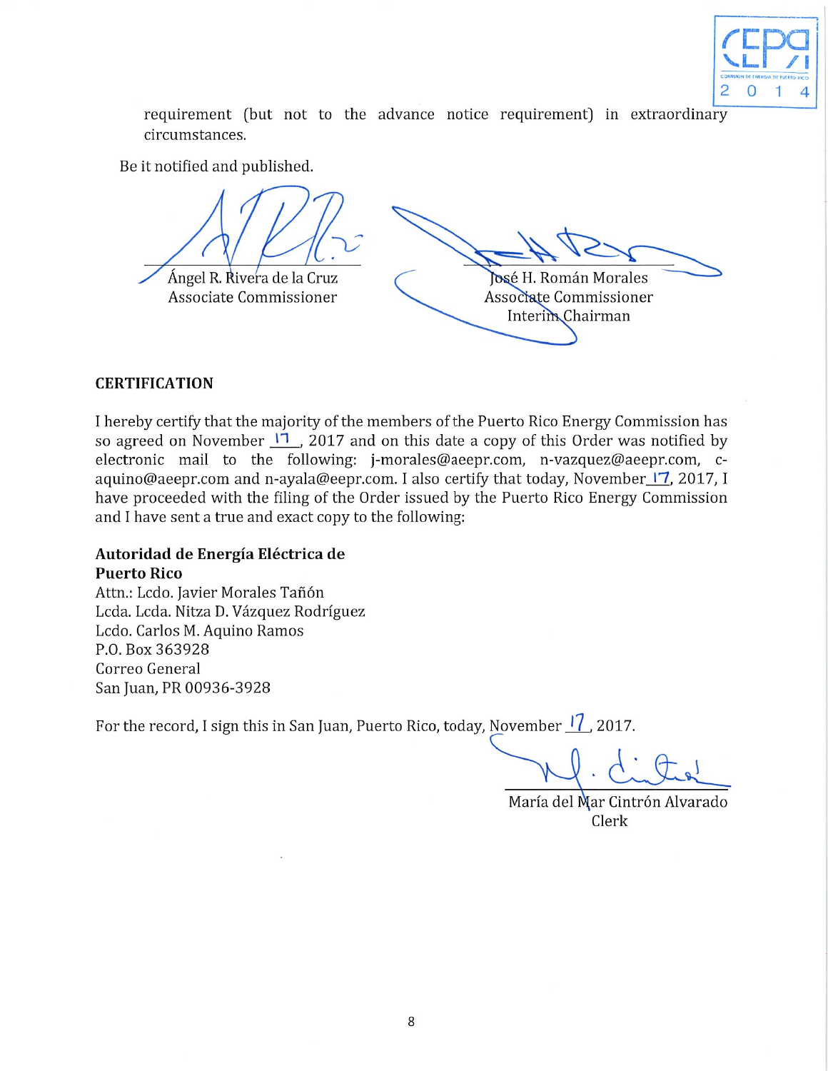requirement (but not to the advance notice requirement) in extraordinary circumstances.

Be it notified and published.

Ángel R. Rivera de la Cruz
Associate Commissioner

José H. Román Morales
Associate Commissioner
Interim Chairman

**CERTIFICATION**

I hereby certify that the majority of the members of the Puerto Rico Energy Commission has so agreed on November 17, 2017 and on this date a copy of this Order was notified by electronic mail to the following: j-morales@aeepr.com, n-vazquez@aeepr.com, c-aquino@aeepr.com and n-ayala@eepr.com. I also certify that today, November 17, 2017, I have proceeded with the filing of the Order issued by the Puerto Rico Energy Commission and I have sent a true and exact copy to the following:

**Autoridad de Energía Eléctrica de Puerto Rico**
Attn.: Lcdo. Javier Morales Tañón
Lcda. Lcda. Nitza D. Vázquez Rodríguez
Lcdo. Carlos M. Aquino Ramos
P.O. Box 363928
Correo General
San Juan, PR 00936-3928

For the record, I sign this in San Juan, Puerto Rico, today, November 17, 2017.

María del Mar Cintrón Alvarado
Clerk